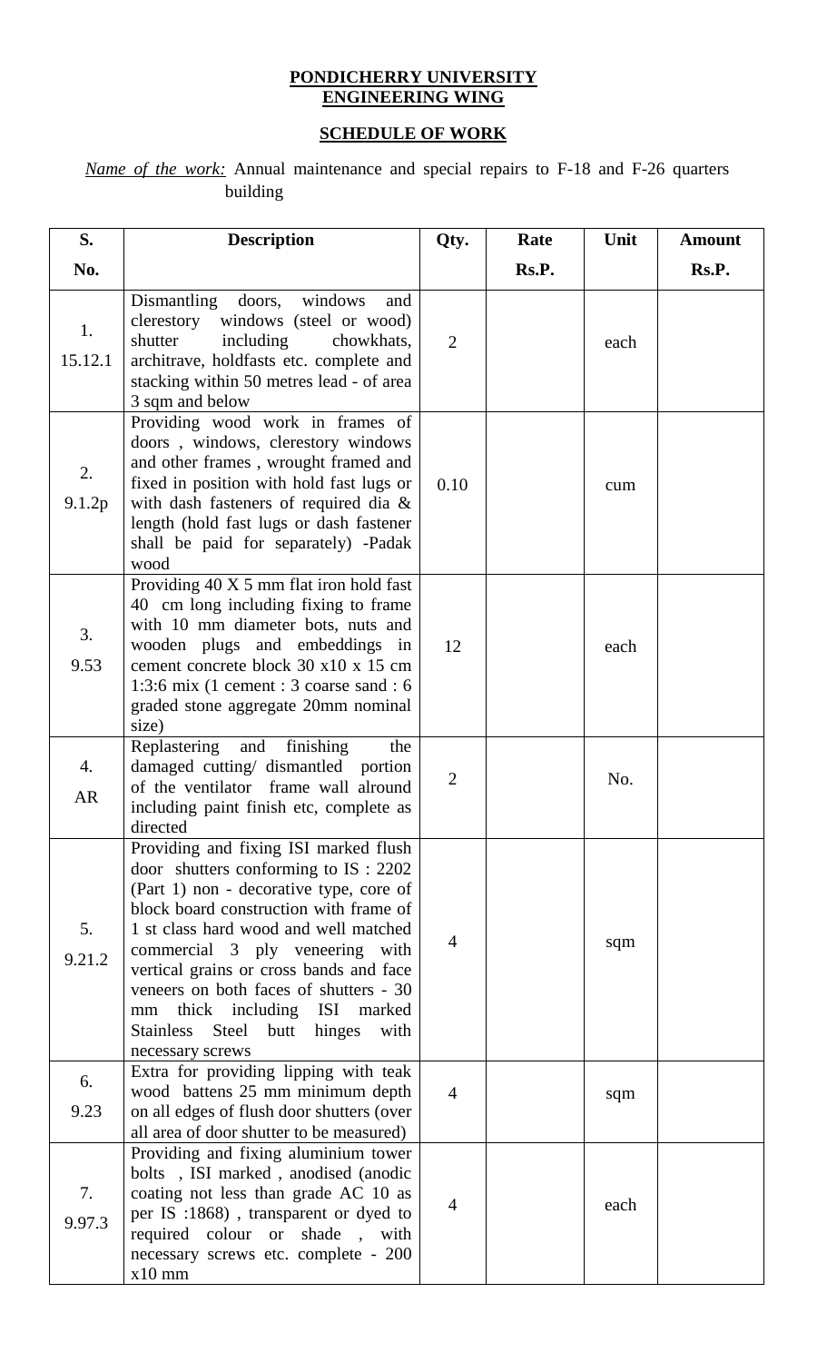**PONDICHERRY UNIVERSITY**
**ENGINEERING WING**

**SCHEDULE OF WORK**

*Name of the work:* Annual maintenance and special repairs to F-18 and F-26 quarters building

| S. No. | Description | Qty. | Rate Rs.P. | Unit | Amount Rs.P. |
|---|---|---|---|---|---|
| 1. 15.12.1 | Dismantling doors, windows and clerestory windows (steel or wood) shutter including chowkhats, architrave, holdfasts etc. complete and stacking within 50 metres lead - of area 3 sqm and below | 2 | | each | |
| 2. 9.1.2p | Providing wood work in frames of doors , windows, clerestory windows and other frames , wrought framed and fixed in position with hold fast lugs or with dash fasteners of required dia & length (hold fast lugs or dash fastener shall be paid for separately) -Padak wood | 0.10 | | cum | |
| 3. 9.53 | Providing 40 X 5 mm flat iron hold fast 40 cm long including fixing to frame with 10 mm diameter bots, nuts and wooden plugs and embeddings in cement concrete block 30 x10 x 15 cm 1:3:6 mix (1 cement : 3 coarse sand : 6 graded stone aggregate 20mm nominal size) | 12 | | each | |
| 4. AR | Replastering and finishing the damaged cutting/ dismantled portion of the ventilator frame wall alround including paint finish etc, complete as directed | 2 | | No. | |
| 5. 9.21.2 | Providing and fixing ISI marked flush door shutters conforming to IS : 2202 (Part 1) non - decorative type, core of block board construction with frame of 1 st class hard wood and well matched commercial 3 ply veneering with vertical grains or cross bands and face veneers on both faces of shutters - 30 mm thick including ISI marked Stainless Steel butt hinges with necessary screws | 4 | | sqm | |
| 6. 9.23 | Extra for providing lipping with teak wood battens 25 mm minimum depth on all edges of flush door shutters (over all area of door shutter to be measured) | 4 | | sqm | |
| 7. 9.97.3 | Providing and fixing aluminium tower bolts , ISI marked , anodised (anodic coating not less than grade AC 10 as per IS :1868) , transparent or dyed to required colour or shade , with necessary screws etc. complete - 200 x10 mm | 4 | | each | |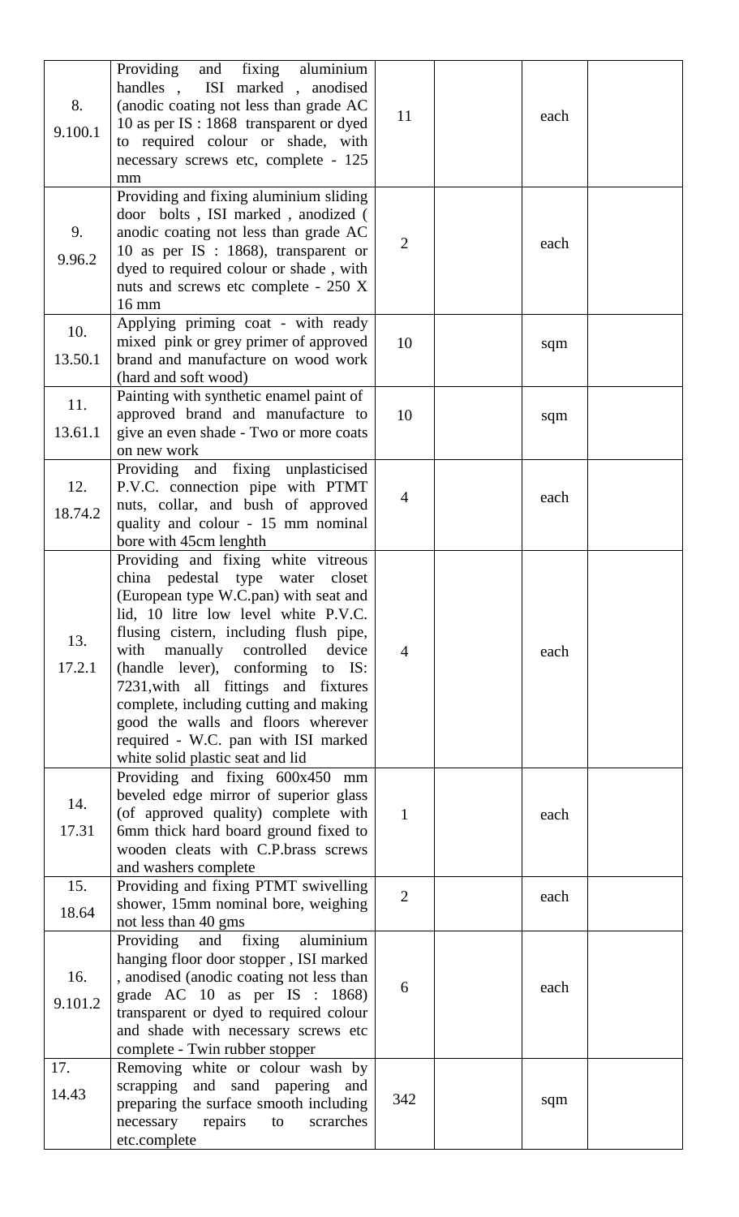| | | | | | |
|---|---|---|---|---|---|
| 8.<br>9.100.1 | Providing and fixing aluminium handles , ISI marked , anodised (anodic coating not less than grade AC 10 as per IS : 1868 transparent or dyed to required colour or shade, with necessary screws etc, complete - 125 mm | 11 | | each | |
| 9.<br>9.96.2 | Providing and fixing aluminium sliding door bolts , ISI marked , anodized ( anodic coating not less than grade AC 10 as per IS : 1868), transparent or dyed to required colour or shade , with nuts and screws etc complete - 250 X 16 mm | 2 | | each | |
| 10.<br>13.50.1 | Applying priming coat - with ready mixed pink or grey primer of approved brand and manufacture on wood work (hard and soft wood) | 10 | | sqm | |
| 11.<br>13.61.1 | Painting with synthetic enamel paint of approved brand and manufacture to give an even shade - Two or more coats on new work | 10 | | sqm | |
| 12.<br>18.74.2 | Providing and fixing unplasticised P.V.C. connection pipe with PTMT nuts, collar, and bush of approved quality and colour - 15 mm nominal bore with 45cm lenghth | 4 | | each | |
| 13.<br>17.2.1 | Providing and fixing white vitreous china pedestal type water closet (European type W.C.pan) with seat and lid, 10 litre low level white P.V.C. flusing cistern, including flush pipe, with manually controlled device (handle lever), conforming to IS: 7231,with all fittings and fixtures complete, including cutting and making good the walls and floors wherever required - W.C. pan with ISI marked white solid plastic seat and lid | 4 | | each | |
| 14.<br>17.31 | Providing and fixing 600x450 mm beveled edge mirror of superior glass (of approved quality) complete with 6mm thick hard board ground fixed to wooden cleats with C.P.brass screws and washers complete | 1 | | each | |
| 15.<br>18.64 | Providing and fixing PTMT swivelling shower, 15mm nominal bore, weighing not less than 40 gms | 2 | | each | |
| 16.<br>9.101.2 | Providing and fixing aluminium hanging floor door stopper , ISI marked , anodised (anodic coating not less than grade AC 10 as per IS : 1868) transparent or dyed to required colour and shade with necessary screws etc complete - Twin rubber stopper | 6 | | each | |
| 17.<br>14.43 | Removing white or colour wash by scrapping and sand papering and preparing the surface smooth including necessary repairs to scrarches etc.complete | 342 | | sqm | |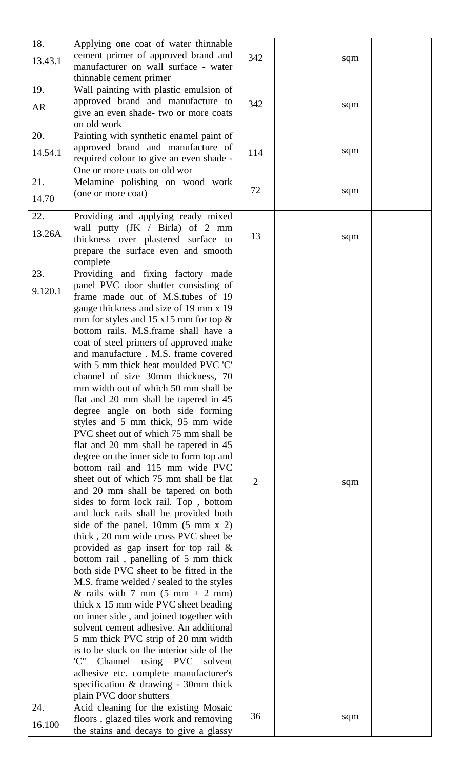| | | | | | |
|---|---|---|---|---|---|
| 18.<br>13.43.1 | Applying one coat of water thinnable cement primer of approved brand and manufacturer on wall surface - water thinnable cement primer | 342 | | sqm | |
| 19.<br>AR | Wall painting with plastic emulsion of approved brand and manufacture to give an even shade- two or more coats on old work | 342 | | sqm | |
| 20.<br>14.54.1 | Painting with synthetic enamel paint of approved brand and manufacture of required colour to give an even shade - One or more coats on old wor | 114 | | sqm | |
| 21.<br>14.70 | Melamine polishing on wood work (one or more coat) | 72 | | sqm | |
| 22.<br>13.26A | Providing and applying ready mixed wall putty (JK / Birla) of 2 mm thickness over plastered surface to prepare the surface even and smooth complete | 13 | | sqm | |
| 23.<br>9.120.1 | Providing and fixing factory made panel PVC door shutter consisting of frame made out of M.S.tubes of 19 gauge thickness and size of 19 mm x 19 mm for styles and 15 x15 mm for top & bottom rails. M.S.frame shall have a coat of steel primers of approved make and manufacture . M.S. frame covered with 5 mm thick heat moulded PVC 'C' channel of size 30mm thickness, 70 mm width out of which 50 mm shall be flat and 20 mm shall be tapered in 45 degree angle on both side forming styles and 5 mm thick, 95 mm wide PVC sheet out of which 75 mm shall be flat and 20 mm shall be tapered in 45 degree on the inner side to form top and bottom rail and 115 mm wide PVC sheet out of which 75 mm shall be flat and 20 mm shall be tapered on both sides to form lock rail. Top , bottom and lock rails shall be provided both side of the panel. 10mm (5 mm x 2) thick , 20 mm wide cross PVC sheet be provided as gap insert for top rail & bottom rail , panelling of 5 mm thick both side PVC sheet to be fitted in the M.S. frame welded / sealed to the styles & rails with 7 mm (5 mm + 2 mm) thick x 15 mm wide PVC sheet beading on inner side , and joined together with solvent cement adhesive. An additional 5 mm thick PVC strip of 20 mm width is to be stuck on the interior side of the 'C" Channel using PVC solvent adhesive etc. complete manufacturer's specification & drawing - 30mm thick plain PVC door shutters | 2 | | sqm | |
| 24.<br>16.100 | Acid cleaning for the existing Mosaic floors , glazed tiles work and removing the stains and decays to give a glassy | 36 | | sqm | |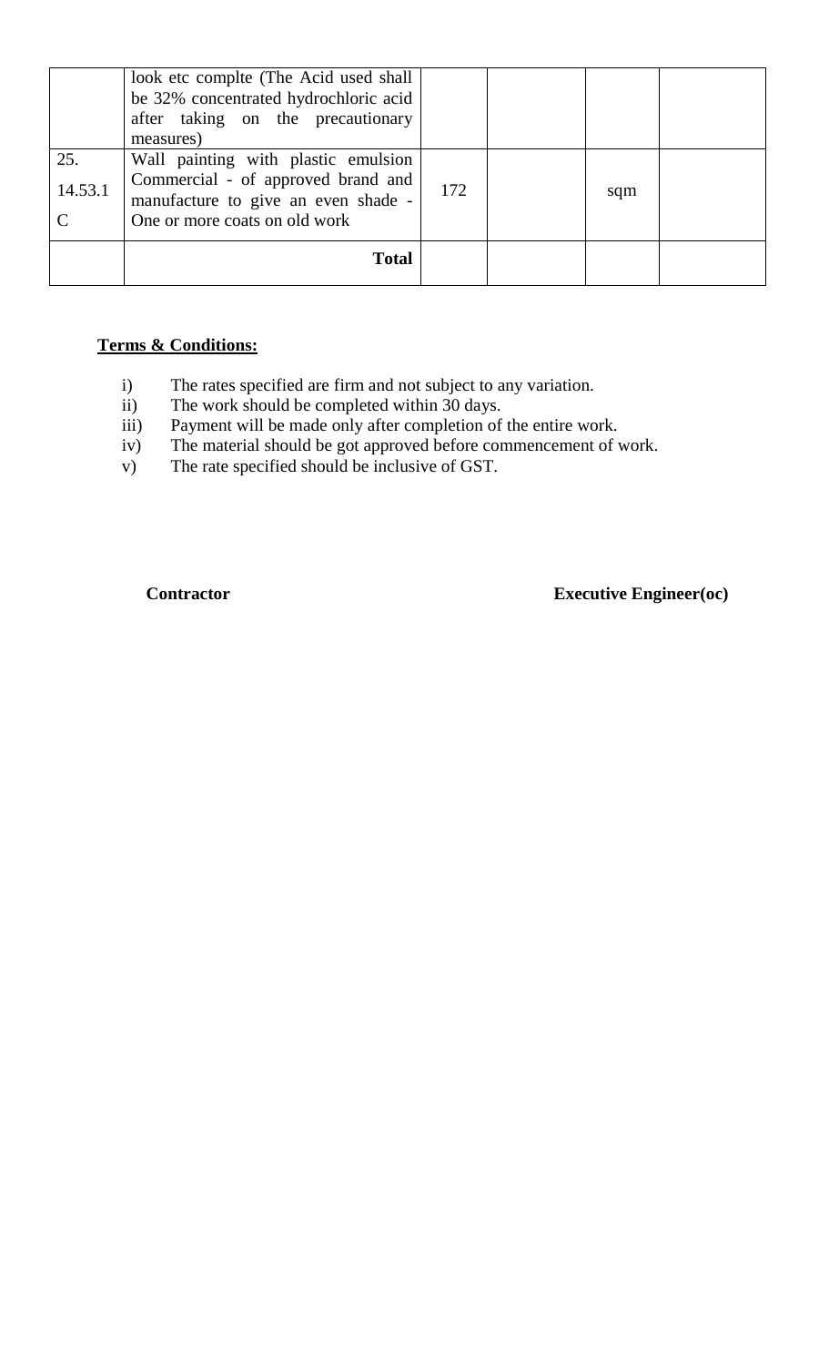| | | | | | |
|---|---|---|---|---|---|
| | look etc complte (The Acid used shall be 32% concentrated hydrochloric acid after taking on the precautionary measures) | | | | |
| 25. 14.53.1 C | Wall painting with plastic emulsion Commercial - of approved brand and manufacture to give an even shade - One or more coats on old work | 172 | | sqm | |
| | **Total** | | | | |

**Terms & Conditions:**

i) The rates specified are firm and not subject to any variation.
ii) The work should be completed within 30 days.
iii) Payment will be made only after completion of the entire work.
iv) The material should be got approved before commencement of work.
v) The rate specified should be inclusive of GST.

**Contractor** **Executive Engineer(oc)**